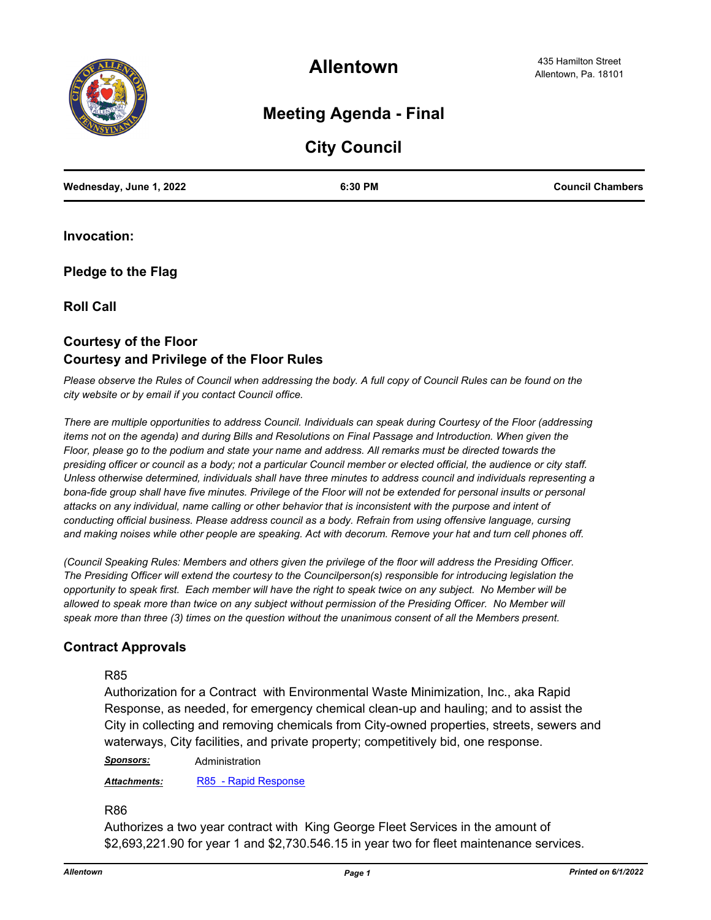# Allentown

435 Hamilton Street
Allentown, Pa. 18101

## Meeting Agenda - Final

## City Council

**Wednesday, June 1, 2022** | **6:30 PM** | **Council Chambers**

### Invocation:

### Pledge to the Flag

### Roll Call

### Courtesy of the Floor
### Courtesy and Privilege of the Floor Rules

*Please observe the Rules of Council when addressing the body. A full copy of Council Rules can be found on the city website or by email if you contact Council office.*

*There are multiple opportunities to address Council. Individuals can speak during Courtesy of the Floor (addressing items not on the agenda) and during Bills and Resolutions on Final Passage and Introduction. When given the Floor, please go to the podium and state your name and address. All remarks must be directed towards the presiding officer or council as a body; not a particular Council member or elected official, the audience or city staff. Unless otherwise determined, individuals shall have three minutes to address council and individuals representing a bona-fide group shall have five minutes. Privilege of the Floor will not be extended for personal insults or personal attacks on any individual, name calling or other behavior that is inconsistent with the purpose and intent of conducting official business. Please address council as a body. Refrain from using offensive language, cursing and making noises while other people are speaking. Act with decorum. Remove your hat and turn cell phones off.*

*(Council Speaking Rules: Members and others given the privilege of the floor will address the Presiding Officer. The Presiding Officer will extend the courtesy to the Councilperson(s) responsible for introducing legislation the opportunity to speak first. Each member will have the right to speak twice on any subject. No Member will be allowed to speak more than twice on any subject without permission of the Presiding Officer. No Member will speak more than three (3) times on the question without the unanimous consent of all the Members present.*

### Contract Approvals

R85

Authorization for a Contract with Environmental Waste Minimization, Inc., aka Rapid Response, as needed, for emergency chemical clean-up and hauling; and to assist the City in collecting and removing chemicals from City-owned properties, streets, sewers and waterways, City facilities, and private property; competitively bid, one response.

***Sponsors:*** Administration

***Attachments:*** R85 - Rapid Response

R86

Authorizes a two year contract with King George Fleet Services in the amount of $2,693,221.90 for year 1 and $2,730.546.15 in year two for fleet maintenance services.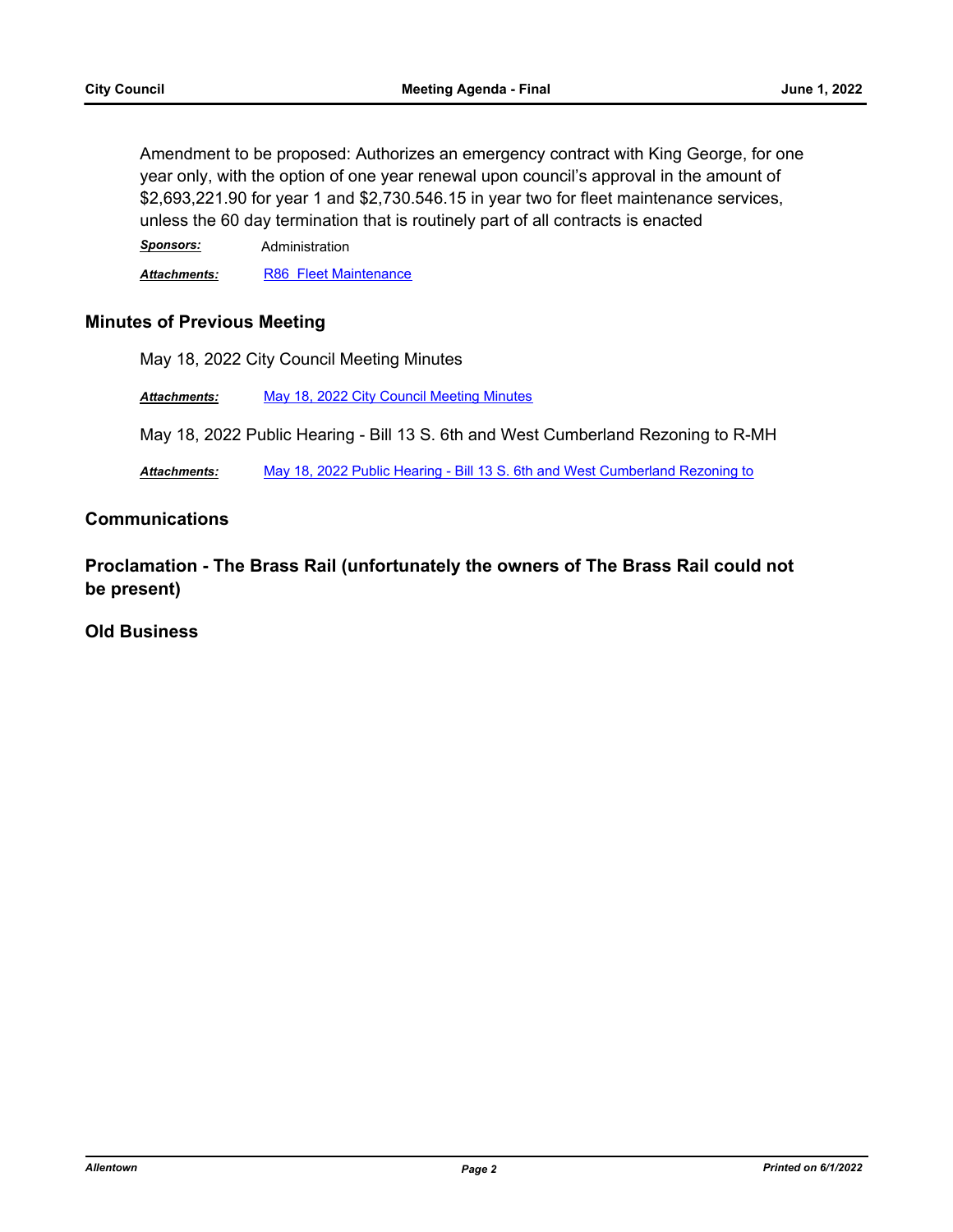Amendment to be proposed: Authorizes an emergency contract with King George, for one year only, with the option of one year renewal upon council's approval in the amount of $2,693,221.90 for year 1 and $2,730.546.15 in year two for fleet maintenance services, unless the 60 day termination that is routinely part of all contracts is enacted

***Sponsors:*** Administration

***Attachments:*** R86 Fleet Maintenance

## Minutes of Previous Meeting

May 18, 2022 City Council Meeting Minutes

***Attachments:*** May 18, 2022 City Council Meeting Minutes

May 18, 2022 Public Hearing - Bill 13 S. 6th and West Cumberland Rezoning to R-MH

***Attachments:*** May 18, 2022 Public Hearing - Bill 13 S. 6th and West Cumberland Rezoning to

## Communications

## Proclamation - The Brass Rail (unfortunately the owners of The Brass Rail could not be present)

## Old Business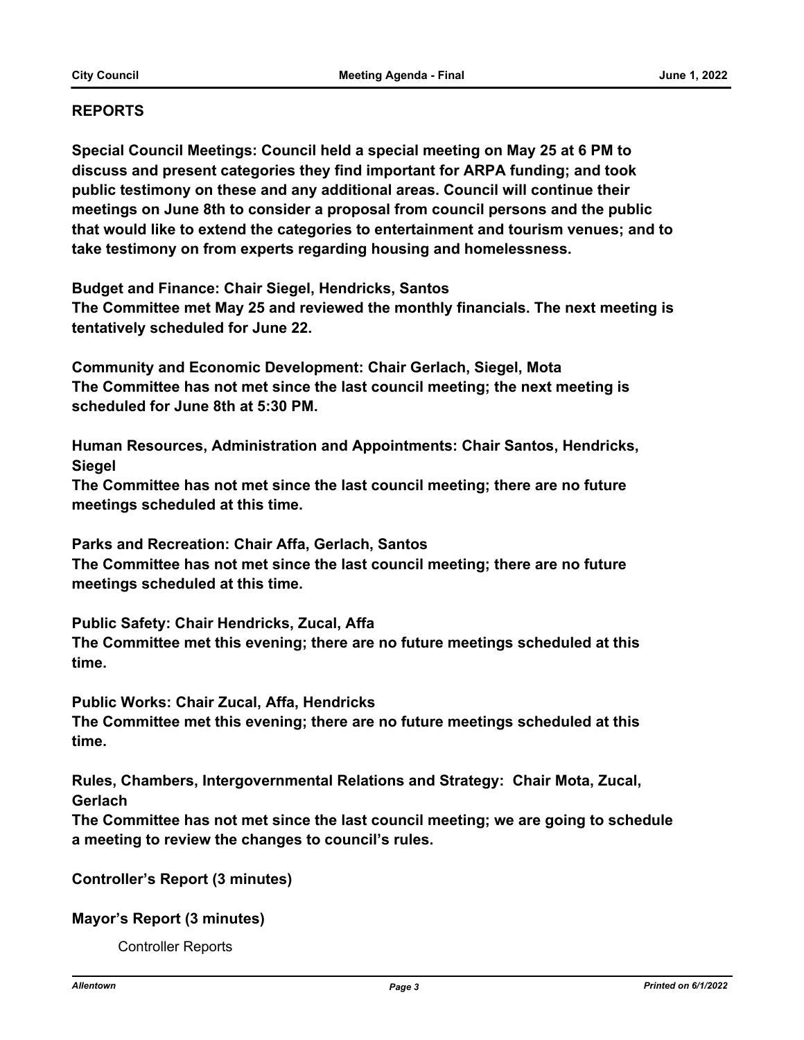## REPORTS

**Special Council Meetings: Council held a special meeting on May 25 at 6 PM to discuss and present categories they find important for ARPA funding; and took public testimony on these and any additional areas. Council will continue their meetings on June 8th to consider a proposal from council persons and the public that would like to extend the categories to entertainment and tourism venues; and to take testimony on from experts regarding housing and homelessness.**

**Budget and Finance: Chair Siegel, Hendricks, Santos**
**The Committee met May 25 and reviewed the monthly financials. The next meeting is tentatively scheduled for June 22.**

**Community and Economic Development: Chair Gerlach, Siegel, Mota**
**The Committee has not met since the last council meeting; the next meeting is scheduled for June 8th at 5:30 PM.**

**Human Resources, Administration and Appointments: Chair Santos, Hendricks, Siegel**
**The Committee has not met since the last council meeting; there are no future meetings scheduled at this time.**

**Parks and Recreation: Chair Affa, Gerlach, Santos**
**The Committee has not met since the last council meeting; there are no future meetings scheduled at this time.**

**Public Safety: Chair Hendricks, Zucal, Affa**
**The Committee met this evening; there are no future meetings scheduled at this time.**

**Public Works: Chair Zucal, Affa, Hendricks**
**The Committee met this evening; there are no future meetings scheduled at this time.**

**Rules, Chambers, Intergovernmental Relations and Strategy: Chair Mota, Zucal, Gerlach**
**The Committee has not met since the last council meeting; we are going to schedule a meeting to review the changes to council's rules.**

**Controller's Report (3 minutes)**

**Mayor's Report (3 minutes)**

Controller Reports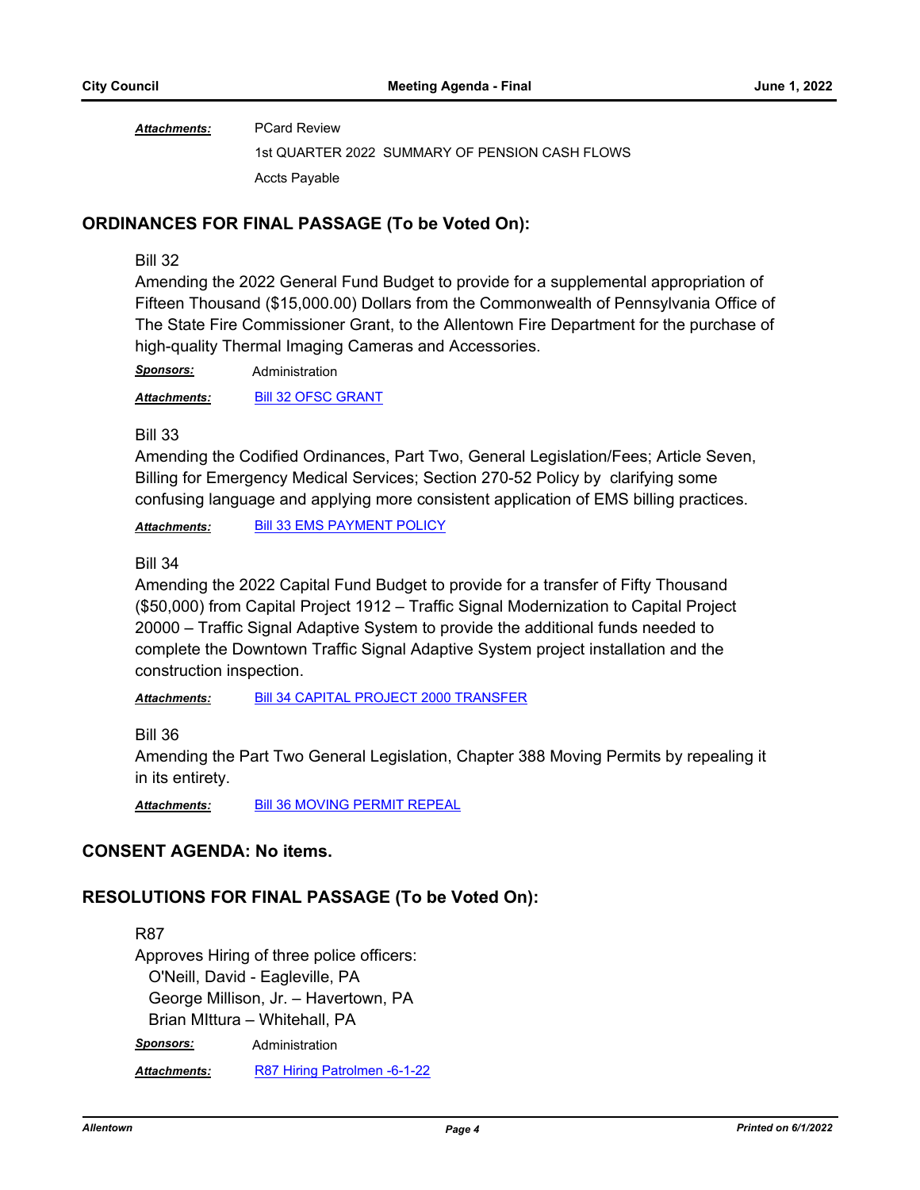*Attachments:* PCard Review
1st QUARTER 2022 SUMMARY OF PENSION CASH FLOWS
Accts Payable

## ORDINANCES FOR FINAL PASSAGE (To be Voted On):

Bill 32

Amending the 2022 General Fund Budget to provide for a supplemental appropriation of Fifteen Thousand ($15,000.00) Dollars from the Commonwealth of Pennsylvania Office of The State Fire Commissioner Grant, to the Allentown Fire Department for the purchase of high-quality Thermal Imaging Cameras and Accessories.

*Sponsors:* Administration

*Attachments:* Bill 32 OFSC GRANT

Bill 33

Amending the Codified Ordinances, Part Two, General Legislation/Fees; Article Seven, Billing for Emergency Medical Services; Section 270-52 Policy by clarifying some confusing language and applying more consistent application of EMS billing practices.

*Attachments:* Bill 33 EMS PAYMENT POLICY

Bill 34

Amending the 2022 Capital Fund Budget to provide for a transfer of Fifty Thousand ($50,000) from Capital Project 1912 – Traffic Signal Modernization to Capital Project 20000 – Traffic Signal Adaptive System to provide the additional funds needed to complete the Downtown Traffic Signal Adaptive System project installation and the construction inspection.

*Attachments:* Bill 34 CAPITAL PROJECT 2000 TRANSFER

Bill 36

Amending the Part Two General Legislation, Chapter 388 Moving Permits by repealing it in its entirety.

*Attachments:* Bill 36 MOVING PERMIT REPEAL

## CONSENT AGENDA: No items.

## RESOLUTIONS FOR FINAL PASSAGE (To be Voted On):

R87

Approves Hiring of three police officers:
O'Neill, David - Eagleville, PA
George Millison, Jr. – Havertown, PA
Brian MIttura – Whitehall, PA

*Sponsors:* Administration

*Attachments:* R87 Hiring Patrolmen -6-1-22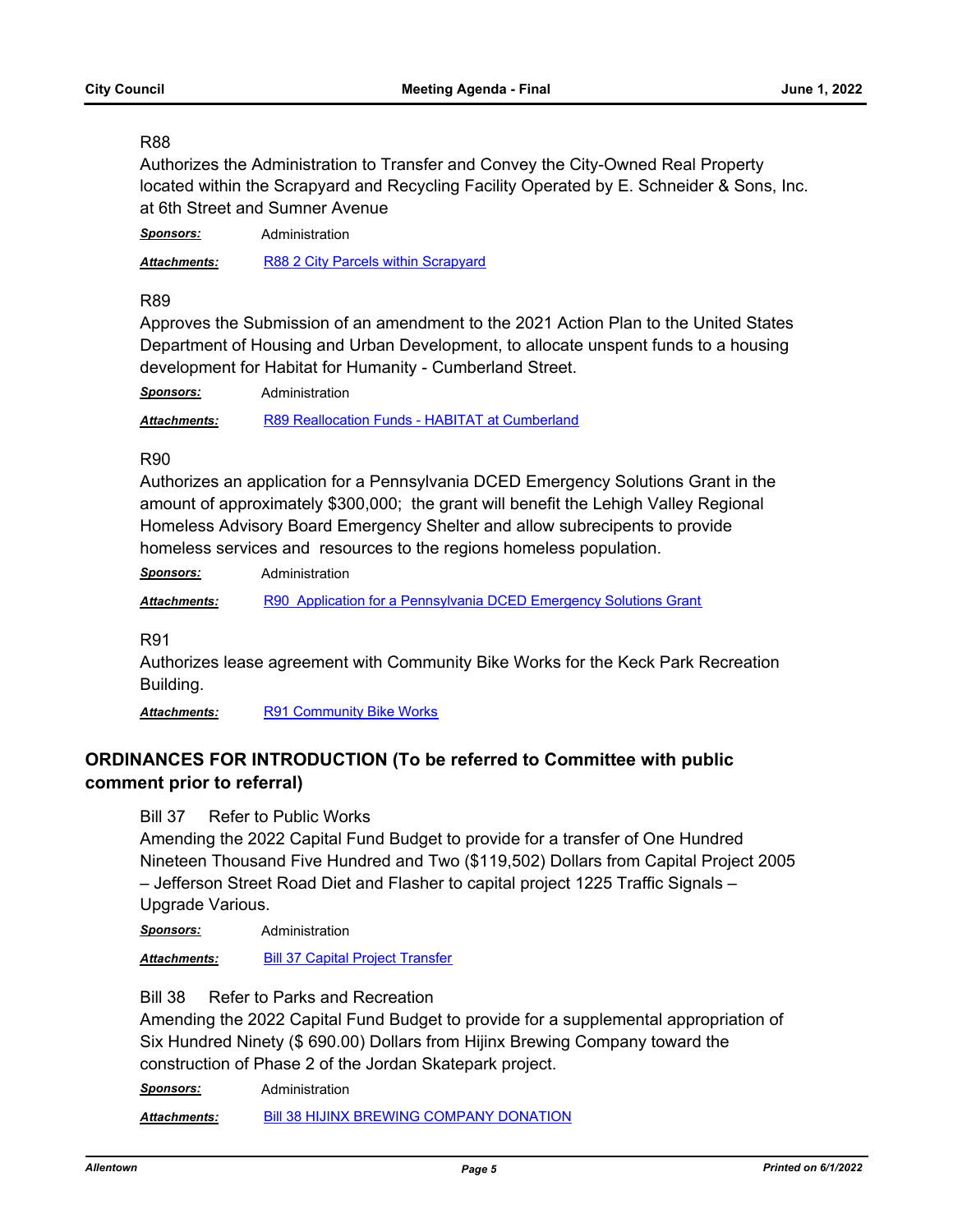R88

Authorizes the Administration to Transfer and Convey the City-Owned Real Property located within the Scrapyard and Recycling Facility Operated by E. Schneider & Sons, Inc. at 6th Street and Sumner Avenue

***Sponsors:*** Administration

***Attachments:*** R88 2 City Parcels within Scrapyard

R89

Approves the Submission of an amendment to the 2021 Action Plan to the United States Department of Housing and Urban Development, to allocate unspent funds to a housing development for Habitat for Humanity - Cumberland Street.

***Sponsors:*** Administration

***Attachments:*** R89 Reallocation Funds - HABITAT at Cumberland

R90

Authorizes an application for a Pennsylvania DCED Emergency Solutions Grant in the amount of approximately $300,000; the grant will benefit the Lehigh Valley Regional Homeless Advisory Board Emergency Shelter and allow subrecipents to provide homeless services and resources to the regions homeless population.

***Sponsors:*** Administration

***Attachments:*** R90 Application for a Pennsylvania DCED Emergency Solutions Grant

R91

Authorizes lease agreement with Community Bike Works for the Keck Park Recreation Building.

***Attachments:*** R91 Community Bike Works

## ORDINANCES FOR INTRODUCTION (To be referred to Committee with public comment prior to referral)

Bill 37 Refer to Public Works

Amending the 2022 Capital Fund Budget to provide for a transfer of One Hundred Nineteen Thousand Five Hundred and Two ($119,502) Dollars from Capital Project 2005 – Jefferson Street Road Diet and Flasher to capital project 1225 Traffic Signals – Upgrade Various.

***Sponsors:*** Administration

***Attachments:*** Bill 37 Capital Project Transfer

Bill 38 Refer to Parks and Recreation

Amending the 2022 Capital Fund Budget to provide for a supplemental appropriation of Six Hundred Ninety ($ 690.00) Dollars from Hijinx Brewing Company toward the construction of Phase 2 of the Jordan Skatepark project.

***Sponsors:*** Administration

***Attachments:*** Bill 38 HIJINX BREWING COMPANY DONATION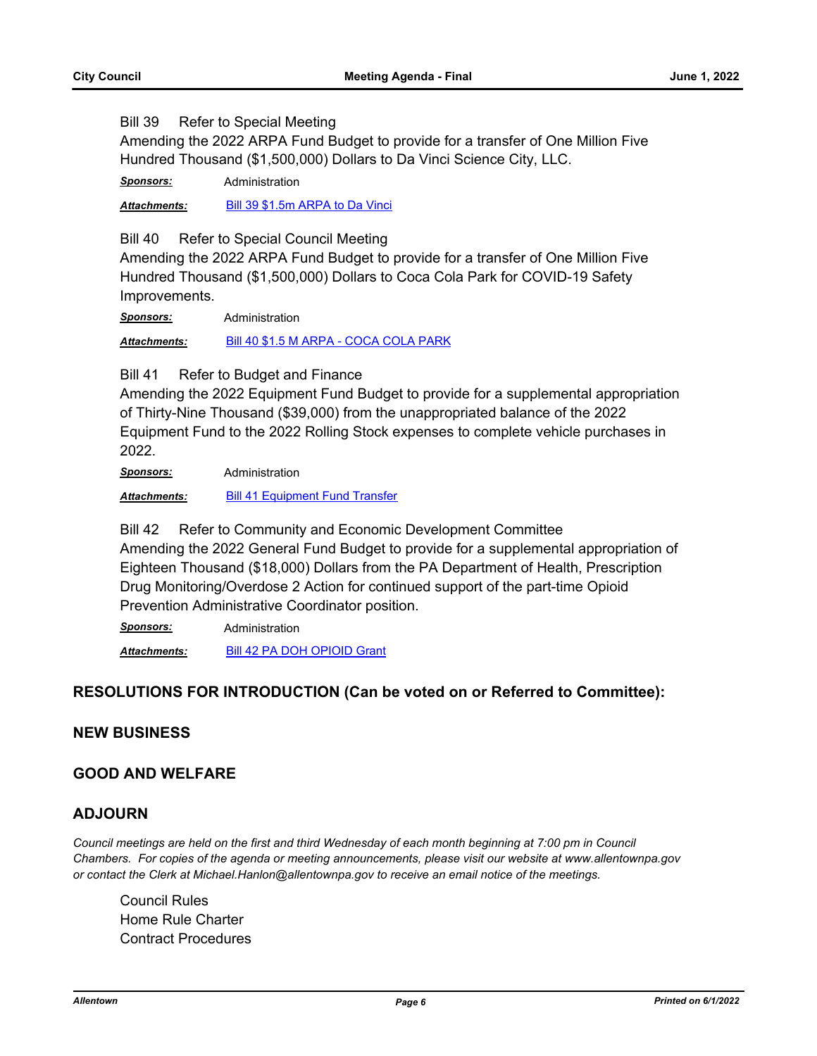Bill 39 Refer to Special Meeting

Amending the 2022 ARPA Fund Budget to provide for a transfer of One Million Five Hundred Thousand ($1,500,000) Dollars to Da Vinci Science City, LLC.

***Sponsors:*** Administration

***Attachments:*** Bill 39 $1.5m ARPA to Da Vinci

Bill 40 Refer to Special Council Meeting

Amending the 2022 ARPA Fund Budget to provide for a transfer of One Million Five Hundred Thousand ($1,500,000) Dollars to Coca Cola Park for COVID-19 Safety Improvements.

***Sponsors:*** Administration

***Attachments:*** Bill 40 $1.5 M ARPA - COCA COLA PARK

Bill 41 Refer to Budget and Finance

Amending the 2022 Equipment Fund Budget to provide for a supplemental appropriation of Thirty-Nine Thousand ($39,000) from the unappropriated balance of the 2022 Equipment Fund to the 2022 Rolling Stock expenses to complete vehicle purchases in 2022.

***Sponsors:*** Administration

***Attachments:*** Bill 41 Equipment Fund Transfer

Bill 42 Refer to Community and Economic Development Committee

Amending the 2022 General Fund Budget to provide for a supplemental appropriation of Eighteen Thousand ($18,000) Dollars from the PA Department of Health, Prescription Drug Monitoring/Overdose 2 Action for continued support of the part-time Opioid Prevention Administrative Coordinator position.

***Sponsors:*** Administration

***Attachments:*** Bill 42 PA DOH OPIOID Grant

## RESOLUTIONS FOR INTRODUCTION (Can be voted on or Referred to Committee):

## NEW BUSINESS

## GOOD AND WELFARE

## ADJOURN

*Council meetings are held on the first and third Wednesday of each month beginning at 7:00 pm in Council Chambers. For copies of the agenda or meeting announcements, please visit our website at www.allentownpa.gov or contact the Clerk at Michael.Hanlon@allentownpa.gov to receive an email notice of the meetings.*

Council Rules
Home Rule Charter
Contract Procedures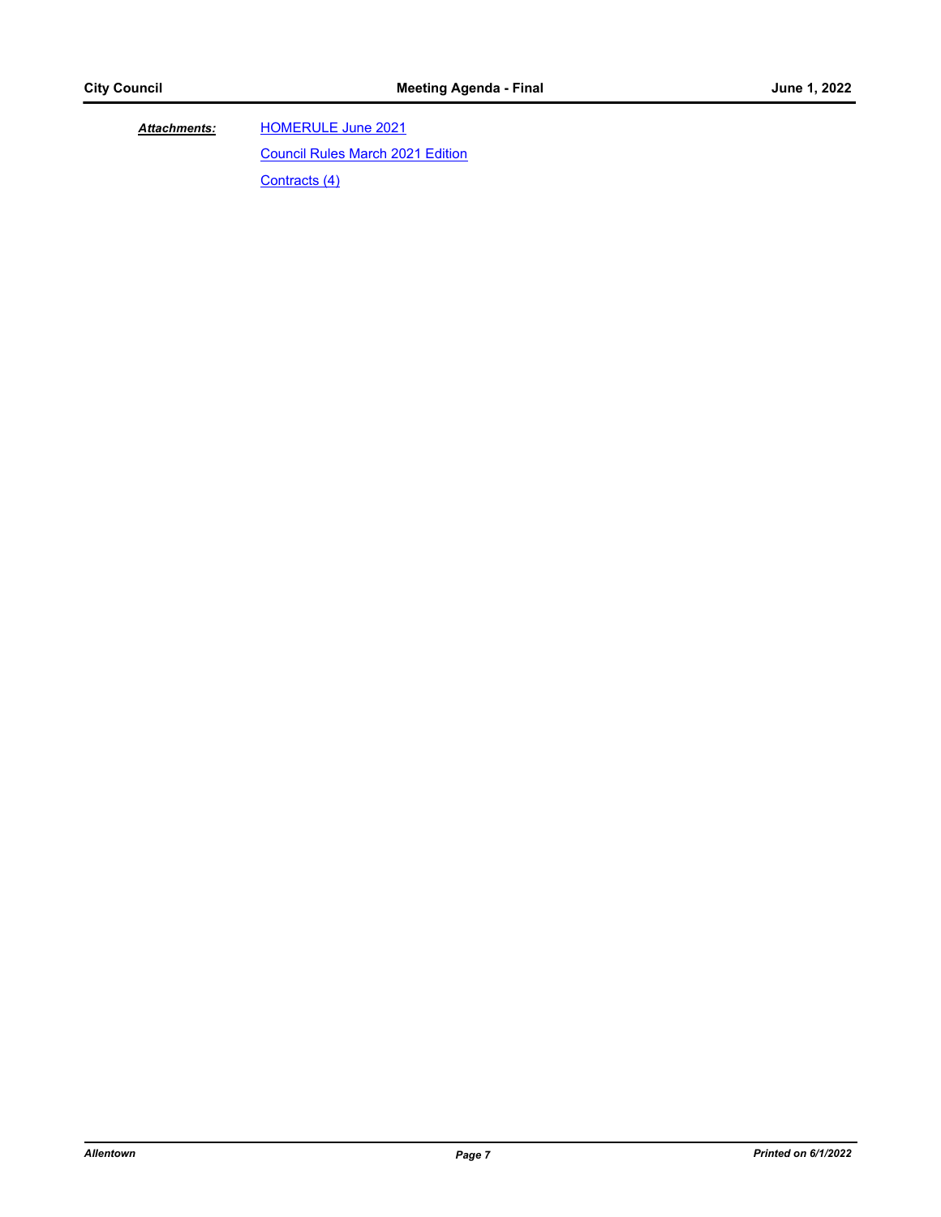***Attachments:*** HOMERULE June 2021

Council Rules March 2021 Edition

Contracts (4)